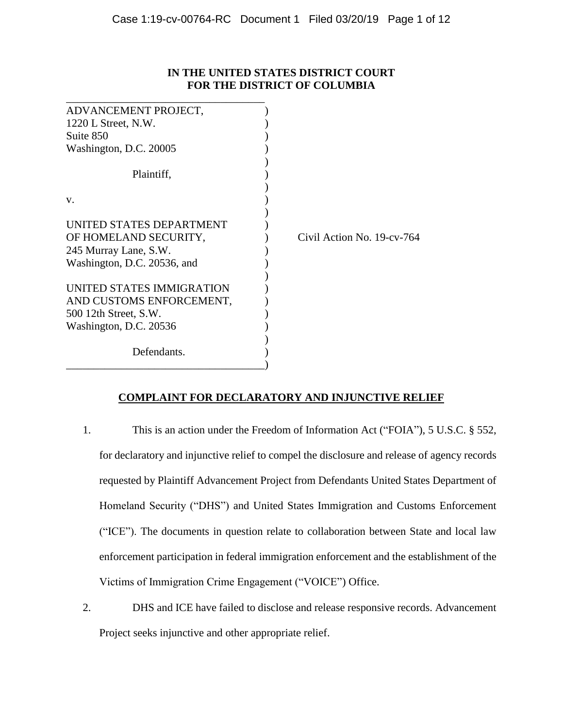**IN THE UNITED STATES DISTRICT COURT**
**FOR THE DISTRICT OF COLUMBIA**

ADVANCEMENT PROJECT,
1220 L Street, N.W.
Suite 850
Washington, D.C. 20005

Plaintiff,

v.

UNITED STATES DEPARTMENT OF HOMELAND SECURITY,
245 Murray Lane, S.W.
Washington, D.C. 20536, and

UNITED STATES IMMIGRATION AND CUSTOMS ENFORCEMENT,
500 12th Street, S.W.
Washington, D.C. 20536

Defendants.

Civil Action No. 19-cv-764

**COMPLAINT FOR DECLARATORY AND INJUNCTIVE RELIEF**

1. This is an action under the Freedom of Information Act ("FOIA"), 5 U.S.C. § 552, for declaratory and injunctive relief to compel the disclosure and release of agency records requested by Plaintiff Advancement Project from Defendants United States Department of Homeland Security ("DHS") and United States Immigration and Customs Enforcement ("ICE"). The documents in question relate to collaboration between State and local law enforcement participation in federal immigration enforcement and the establishment of the Victims of Immigration Crime Engagement ("VOICE") Office.

2. DHS and ICE have failed to disclose and release responsive records. Advancement Project seeks injunctive and other appropriate relief.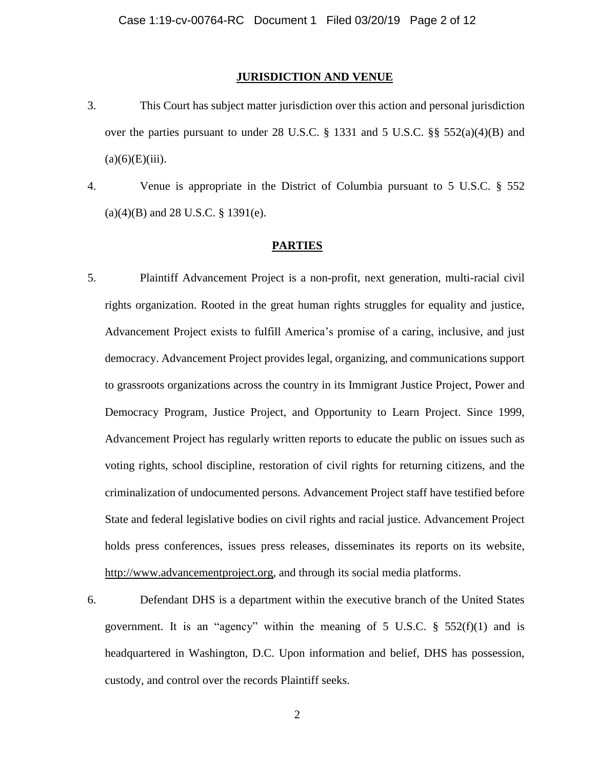## JURISDICTION AND VENUE

3. This Court has subject matter jurisdiction over this action and personal jurisdiction over the parties pursuant to under 28 U.S.C. § 1331 and 5 U.S.C. §§ 552(a)(4)(B) and (a)(6)(E)(iii).

4. Venue is appropriate in the District of Columbia pursuant to 5 U.S.C. § 552 (a)(4)(B) and 28 U.S.C. § 1391(e).

## PARTIES

5. Plaintiff Advancement Project is a non-profit, next generation, multi-racial civil rights organization. Rooted in the great human rights struggles for equality and justice, Advancement Project exists to fulfill America's promise of a caring, inclusive, and just democracy. Advancement Project provides legal, organizing, and communications support to grassroots organizations across the country in its Immigrant Justice Project, Power and Democracy Program, Justice Project, and Opportunity to Learn Project. Since 1999, Advancement Project has regularly written reports to educate the public on issues such as voting rights, school discipline, restoration of civil rights for returning citizens, and the criminalization of undocumented persons. Advancement Project staff have testified before State and federal legislative bodies on civil rights and racial justice. Advancement Project holds press conferences, issues press releases, disseminates its reports on its website, http://www.advancementproject.org, and through its social media platforms.

6. Defendant DHS is a department within the executive branch of the United States government. It is an "agency" within the meaning of 5 U.S.C. § 552(f)(1) and is headquartered in Washington, D.C. Upon information and belief, DHS has possession, custody, and control over the records Plaintiff seeks.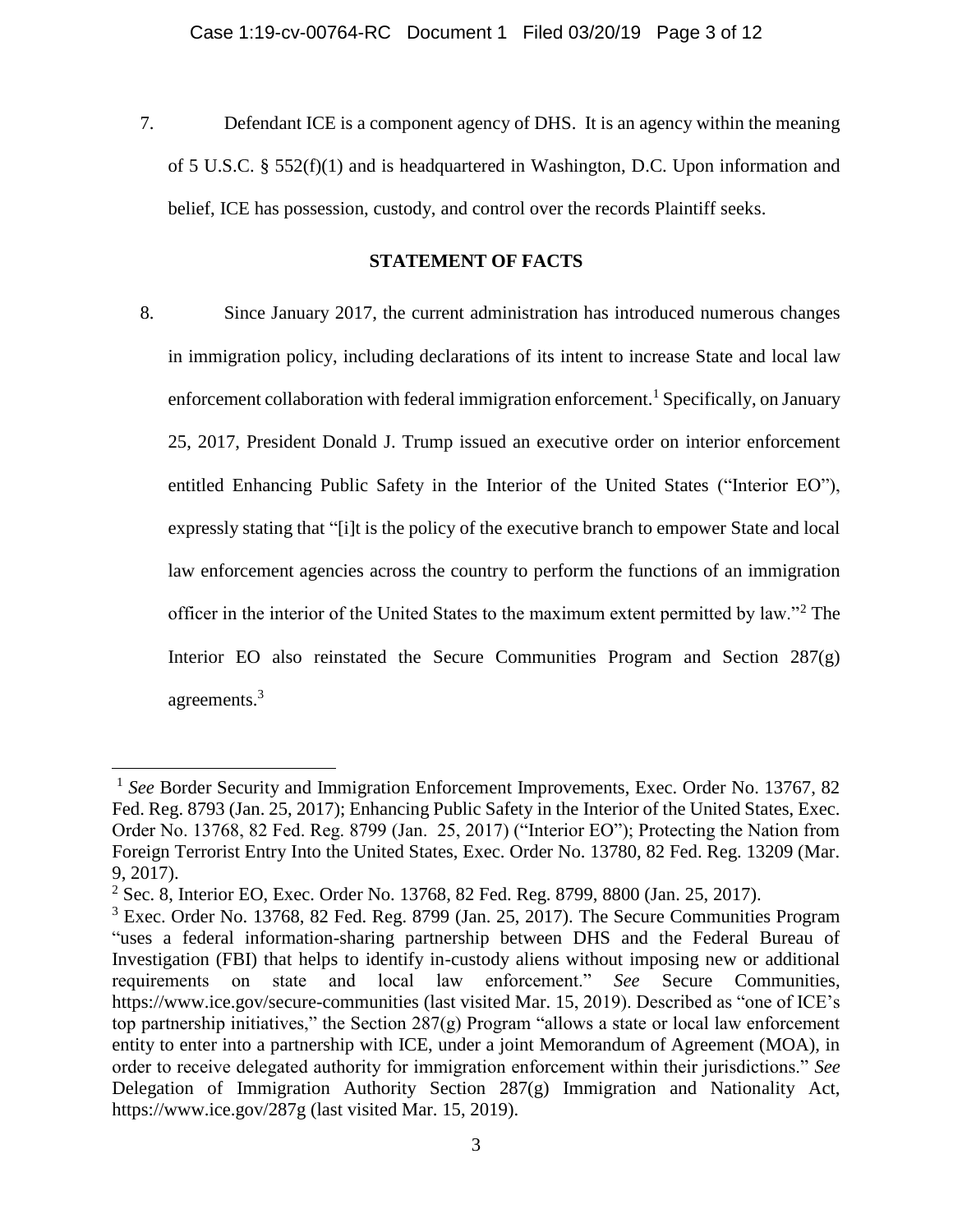7. Defendant ICE is a component agency of DHS. It is an agency within the meaning of 5 U.S.C. § 552(f)(1) and is headquartered in Washington, D.C. Upon information and belief, ICE has possession, custody, and control over the records Plaintiff seeks.

## STATEMENT OF FACTS

8. Since January 2017, the current administration has introduced numerous changes in immigration policy, including declarations of its intent to increase State and local law enforcement collaboration with federal immigration enforcement.[1] Specifically, on January 25, 2017, President Donald J. Trump issued an executive order on interior enforcement entitled Enhancing Public Safety in the Interior of the United States ("Interior EO"), expressly stating that "[i]t is the policy of the executive branch to empower State and local law enforcement agencies across the country to perform the functions of an immigration officer in the interior of the United States to the maximum extent permitted by law."[2] The Interior EO also reinstated the Secure Communities Program and Section 287(g) agreements.[3]

---

[1] *See* Border Security and Immigration Enforcement Improvements, Exec. Order No. 13767, 82 Fed. Reg. 8793 (Jan. 25, 2017); Enhancing Public Safety in the Interior of the United States, Exec. Order No. 13768, 82 Fed. Reg. 8799 (Jan. 25, 2017) ("Interior EO"); Protecting the Nation from Foreign Terrorist Entry Into the United States, Exec. Order No. 13780, 82 Fed. Reg. 13209 (Mar. 9, 2017).

[2] Sec. 8, Interior EO, Exec. Order No. 13768, 82 Fed. Reg. 8799, 8800 (Jan. 25, 2017).

[3] Exec. Order No. 13768, 82 Fed. Reg. 8799 (Jan. 25, 2017). The Secure Communities Program "uses a federal information-sharing partnership between DHS and the Federal Bureau of Investigation (FBI) that helps to identify in-custody aliens without imposing new or additional requirements on state and local law enforcement." *See* Secure Communities, https://www.ice.gov/secure-communities (last visited Mar. 15, 2019). Described as "one of ICE's top partnership initiatives," the Section 287(g) Program "allows a state or local law enforcement entity to enter into a partnership with ICE, under a joint Memorandum of Agreement (MOA), in order to receive delegated authority for immigration enforcement within their jurisdictions." *See* Delegation of Immigration Authority Section 287(g) Immigration and Nationality Act, https://www.ice.gov/287g (last visited Mar. 15, 2019).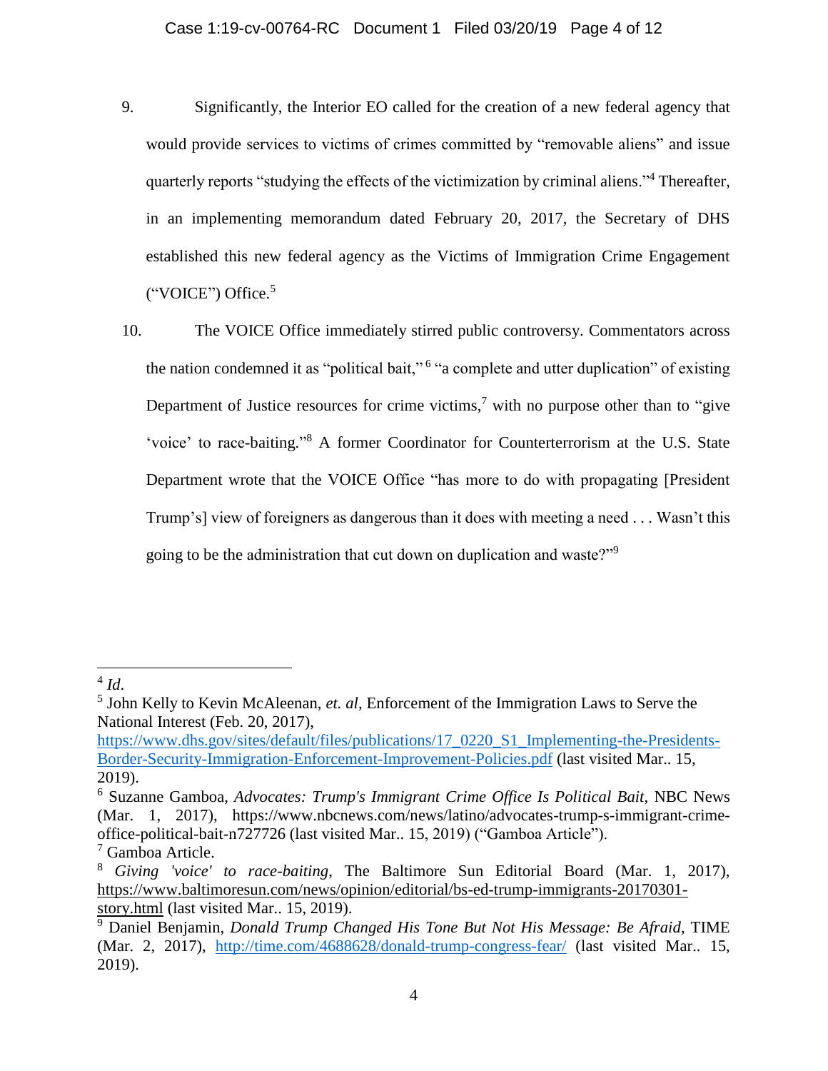9. Significantly, the Interior EO called for the creation of a new federal agency that would provide services to victims of crimes committed by "removable aliens" and issue quarterly reports "studying the effects of the victimization by criminal aliens."[4] Thereafter, in an implementing memorandum dated February 20, 2017, the Secretary of DHS established this new federal agency as the Victims of Immigration Crime Engagement ("VOICE") Office.[5]

10. The VOICE Office immediately stirred public controversy. Commentators across the nation condemned it as "political bait,"[6] "a complete and utter duplication" of existing Department of Justice resources for crime victims,[7] with no purpose other than to "give 'voice' to race-baiting."[8] A former Coordinator for Counterterrorism at the U.S. State Department wrote that the VOICE Office "has more to do with propagating [President Trump's] view of foreigners as dangerous than it does with meeting a need . . . Wasn't this going to be the administration that cut down on duplication and waste?"[9]

---

[4] *Id.*

[5] John Kelly to Kevin McAleenan, *et. al*, Enforcement of the Immigration Laws to Serve the National Interest (Feb. 20, 2017), https://www.dhs.gov/sites/default/files/publications/17_0220_S1_Implementing-the-Presidents-Border-Security-Immigration-Enforcement-Improvement-Policies.pdf (last visited Mar.. 15, 2019).

[6] Suzanne Gamboa, *Advocates: Trump's Immigrant Crime Office Is Political Bait*, NBC News (Mar. 1, 2017), https://www.nbcnews.com/news/latino/advocates-trump-s-immigrant-crime-office-political-bait-n727726 (last visited Mar.. 15, 2019) ("Gamboa Article").

[7] Gamboa Article.

[8] *Giving 'voice' to race-baiting*, The Baltimore Sun Editorial Board (Mar. 1, 2017), https://www.baltimoresun.com/news/opinion/editorial/bs-ed-trump-immigrants-20170301-story.html (last visited Mar.. 15, 2019).

[9] Daniel Benjamin, *Donald Trump Changed His Tone But Not His Message: Be Afraid*, TIME (Mar. 2, 2017), http://time.com/4688628/donald-trump-congress-fear/ (last visited Mar.. 15, 2019).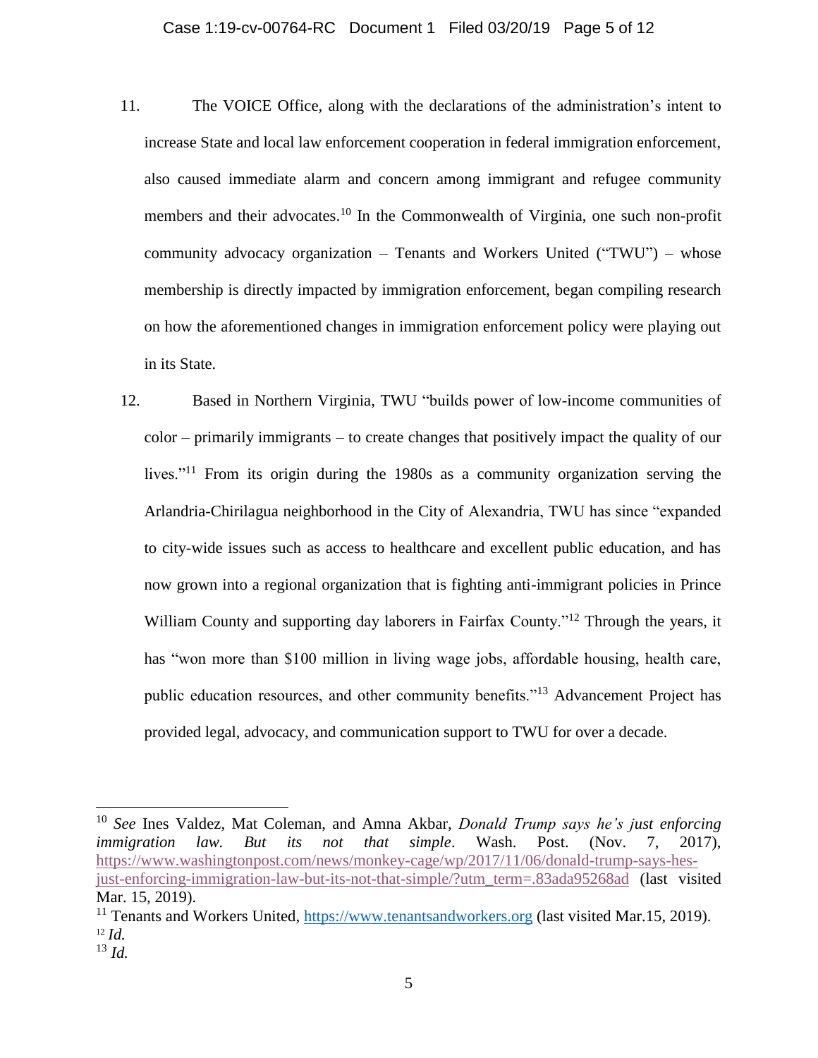11. The VOICE Office, along with the declarations of the administration's intent to increase State and local law enforcement cooperation in federal immigration enforcement, also caused immediate alarm and concern among immigrant and refugee community members and their advocates.[10] In the Commonwealth of Virginia, one such non-profit community advocacy organization – Tenants and Workers United ("TWU") – whose membership is directly impacted by immigration enforcement, began compiling research on how the aforementioned changes in immigration enforcement policy were playing out in its State.

12. Based in Northern Virginia, TWU "builds power of low-income communities of color – primarily immigrants – to create changes that positively impact the quality of our lives."[11] From its origin during the 1980s as a community organization serving the Arlandria-Chirilagua neighborhood in the City of Alexandria, TWU has since "expanded to city-wide issues such as access to healthcare and excellent public education, and has now grown into a regional organization that is fighting anti-immigrant policies in Prince William County and supporting day laborers in Fairfax County."[12] Through the years, it has "won more than $100 million in living wage jobs, affordable housing, health care, public education resources, and other community benefits."[13] Advancement Project has provided legal, advocacy, and communication support to TWU for over a decade.

---

[10] *See* Ines Valdez, Mat Coleman, and Amna Akbar, *Donald Trump says he's just enforcing immigration law. But its not that simple*. Wash. Post. (Nov. 7, 2017), https://www.washingtonpost.com/news/monkey-cage/wp/2017/11/06/donald-trump-says-hes-just-enforcing-immigration-law-but-its-not-that-simple/?utm_term=.83ada95268ad (last visited Mar. 15, 2019).

[11] Tenants and Workers United, https://www.tenantsandworkers.org (last visited Mar.15, 2019).

[12] *Id.*

[13] *Id.*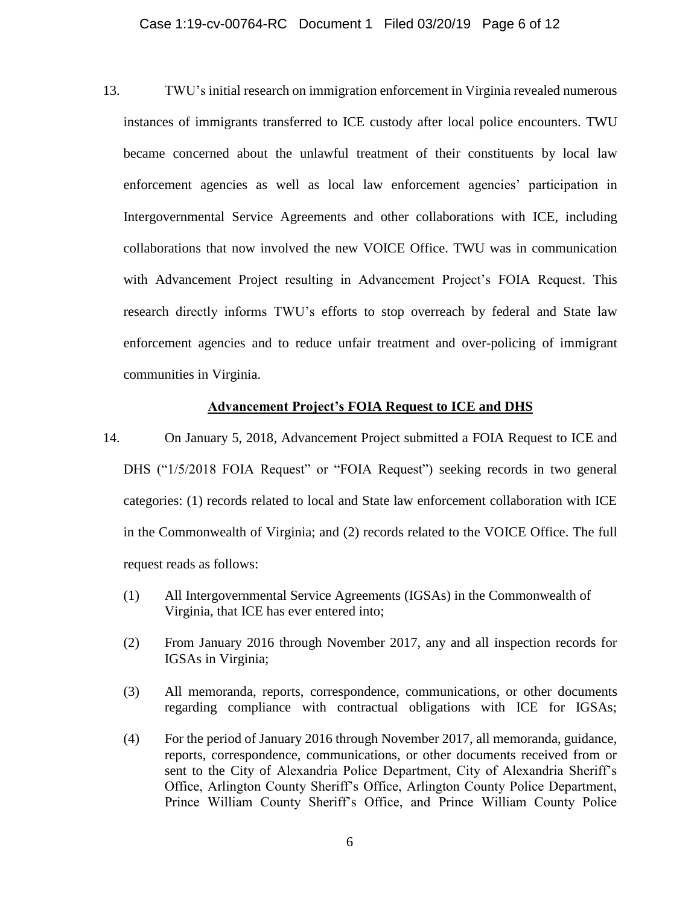13. TWU's initial research on immigration enforcement in Virginia revealed numerous instances of immigrants transferred to ICE custody after local police encounters. TWU became concerned about the unlawful treatment of their constituents by local law enforcement agencies as well as local law enforcement agencies' participation in Intergovernmental Service Agreements and other collaborations with ICE, including collaborations that now involved the new VOICE Office. TWU was in communication with Advancement Project resulting in Advancement Project's FOIA Request. This research directly informs TWU's efforts to stop overreach by federal and State law enforcement agencies and to reduce unfair treatment and over-policing of immigrant communities in Virginia.

**Advancement Project's FOIA Request to ICE and DHS**

14. On January 5, 2018, Advancement Project submitted a FOIA Request to ICE and DHS ("1/5/2018 FOIA Request" or "FOIA Request") seeking records in two general categories: (1) records related to local and State law enforcement collaboration with ICE in the Commonwealth of Virginia; and (2) records related to the VOICE Office. The full request reads as follows:

(1) All Intergovernmental Service Agreements (IGSAs) in the Commonwealth of Virginia, that ICE has ever entered into;

(2) From January 2016 through November 2017, any and all inspection records for IGSAs in Virginia;

(3) All memoranda, reports, correspondence, communications, or other documents regarding compliance with contractual obligations with ICE for IGSAs;

(4) For the period of January 2016 through November 2017, all memoranda, guidance, reports, correspondence, communications, or other documents received from or sent to the City of Alexandria Police Department, City of Alexandria Sheriff's Office, Arlington County Sheriff's Office, Arlington County Police Department, Prince William County Sheriff's Office, and Prince William County Police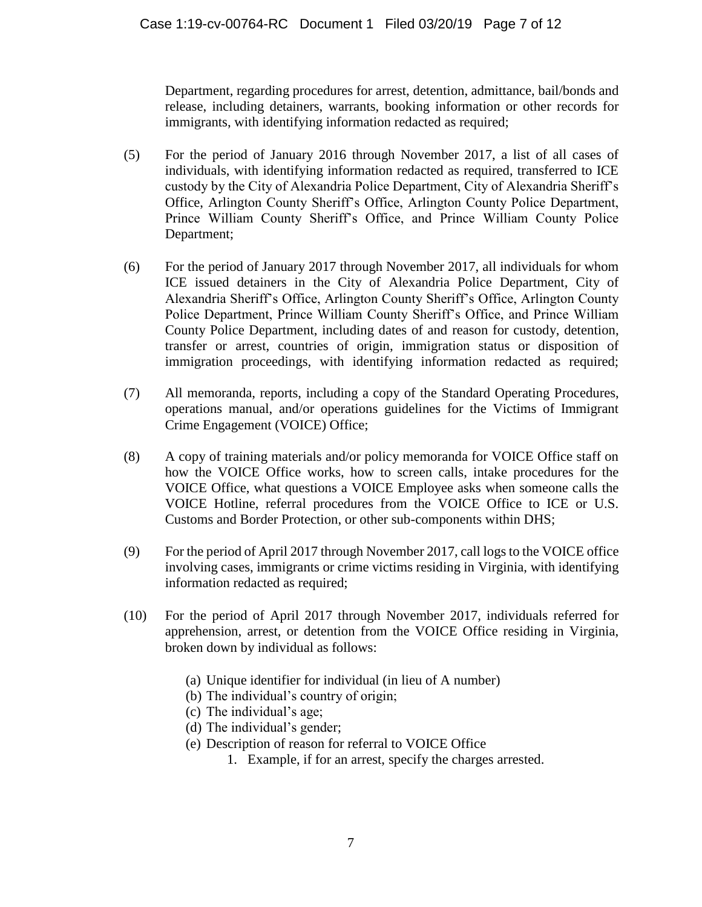Department, regarding procedures for arrest, detention, admittance, bail/bonds and release, including detainers, warrants, booking information or other records for immigrants, with identifying information redacted as required;

(5) For the period of January 2016 through November 2017, a list of all cases of individuals, with identifying information redacted as required, transferred to ICE custody by the City of Alexandria Police Department, City of Alexandria Sheriff's Office, Arlington County Sheriff's Office, Arlington County Police Department, Prince William County Sheriff's Office, and Prince William County Police Department;

(6) For the period of January 2017 through November 2017, all individuals for whom ICE issued detainers in the City of Alexandria Police Department, City of Alexandria Sheriff's Office, Arlington County Sheriff's Office, Arlington County Police Department, Prince William County Sheriff's Office, and Prince William County Police Department, including dates of and reason for custody, detention, transfer or arrest, countries of origin, immigration status or disposition of immigration proceedings, with identifying information redacted as required;

(7) All memoranda, reports, including a copy of the Standard Operating Procedures, operations manual, and/or operations guidelines for the Victims of Immigrant Crime Engagement (VOICE) Office;

(8) A copy of training materials and/or policy memoranda for VOICE Office staff on how the VOICE Office works, how to screen calls, intake procedures for the VOICE Office, what questions a VOICE Employee asks when someone calls the VOICE Hotline, referral procedures from the VOICE Office to ICE or U.S. Customs and Border Protection, or other sub-components within DHS;

(9) For the period of April 2017 through November 2017, call logs to the VOICE office involving cases, immigrants or crime victims residing in Virginia, with identifying information redacted as required;

(10) For the period of April 2017 through November 2017, individuals referred for apprehension, arrest, or detention from the VOICE Office residing in Virginia, broken down by individual as follows:

  (a) Unique identifier for individual (in lieu of A number)
  (b) The individual's country of origin;
  (c) The individual's age;
  (d) The individual's gender;
  (e) Description of reason for referral to VOICE Office
    1. Example, if for an arrest, specify the charges arrested.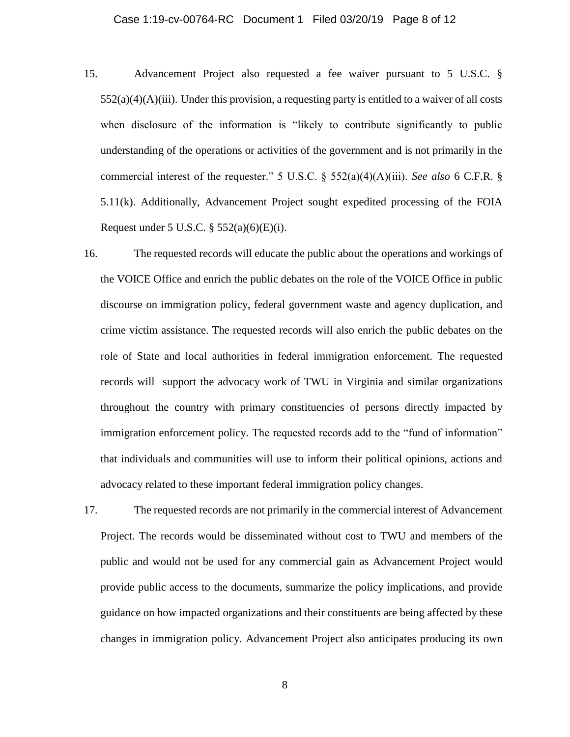15. Advancement Project also requested a fee waiver pursuant to 5 U.S.C. § 552(a)(4)(A)(iii). Under this provision, a requesting party is entitled to a waiver of all costs when disclosure of the information is "likely to contribute significantly to public understanding of the operations or activities of the government and is not primarily in the commercial interest of the requester." 5 U.S.C. § 552(a)(4)(A)(iii). *See also* 6 C.F.R. § 5.11(k). Additionally, Advancement Project sought expedited processing of the FOIA Request under 5 U.S.C. § 552(a)(6)(E)(i).

16. The requested records will educate the public about the operations and workings of the VOICE Office and enrich the public debates on the role of the VOICE Office in public discourse on immigration policy, federal government waste and agency duplication, and crime victim assistance. The requested records will also enrich the public debates on the role of State and local authorities in federal immigration enforcement. The requested records will support the advocacy work of TWU in Virginia and similar organizations throughout the country with primary constituencies of persons directly impacted by immigration enforcement policy. The requested records add to the "fund of information" that individuals and communities will use to inform their political opinions, actions and advocacy related to these important federal immigration policy changes.

17. The requested records are not primarily in the commercial interest of Advancement Project. The records would be disseminated without cost to TWU and members of the public and would not be used for any commercial gain as Advancement Project would provide public access to the documents, summarize the policy implications, and provide guidance on how impacted organizations and their constituents are being affected by these changes in immigration policy. Advancement Project also anticipates producing its own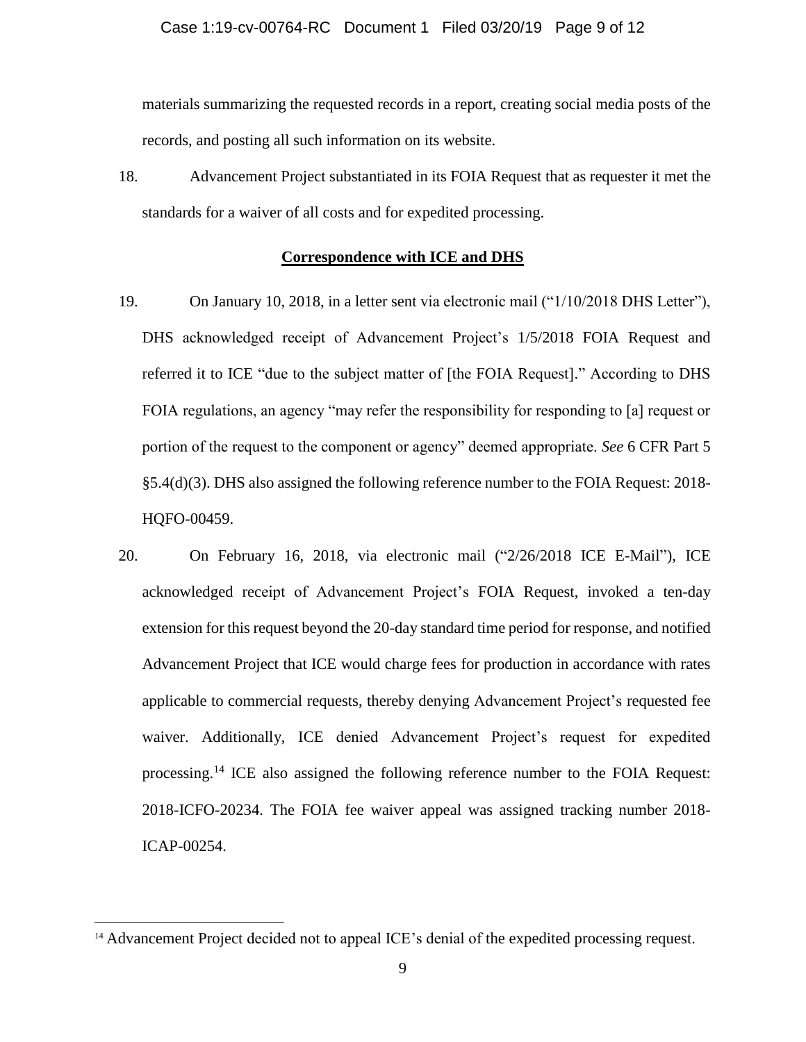materials summarizing the requested records in a report, creating social media posts of the records, and posting all such information on its website.

18. Advancement Project substantiated in its FOIA Request that as requester it met the standards for a waiver of all costs and for expedited processing.

**Correspondence with ICE and DHS**

19. On January 10, 2018, in a letter sent via electronic mail ("1/10/2018 DHS Letter"), DHS acknowledged receipt of Advancement Project's 1/5/2018 FOIA Request and referred it to ICE "due to the subject matter of [the FOIA Request]." According to DHS FOIA regulations, an agency "may refer the responsibility for responding to [a] request or portion of the request to the component or agency" deemed appropriate. *See* 6 CFR Part 5 §5.4(d)(3). DHS also assigned the following reference number to the FOIA Request: 2018-HQFO-00459.

20. On February 16, 2018, via electronic mail ("2/26/2018 ICE E-Mail"), ICE acknowledged receipt of Advancement Project's FOIA Request, invoked a ten-day extension for this request beyond the 20-day standard time period for response, and notified Advancement Project that ICE would charge fees for production in accordance with rates applicable to commercial requests, thereby denying Advancement Project's requested fee waiver. Additionally, ICE denied Advancement Project's request for expedited processing.[14] ICE also assigned the following reference number to the FOIA Request: 2018-ICFO-20234. The FOIA fee waiver appeal was assigned tracking number 2018-ICAP-00254.

[14] Advancement Project decided not to appeal ICE's denial of the expedited processing request.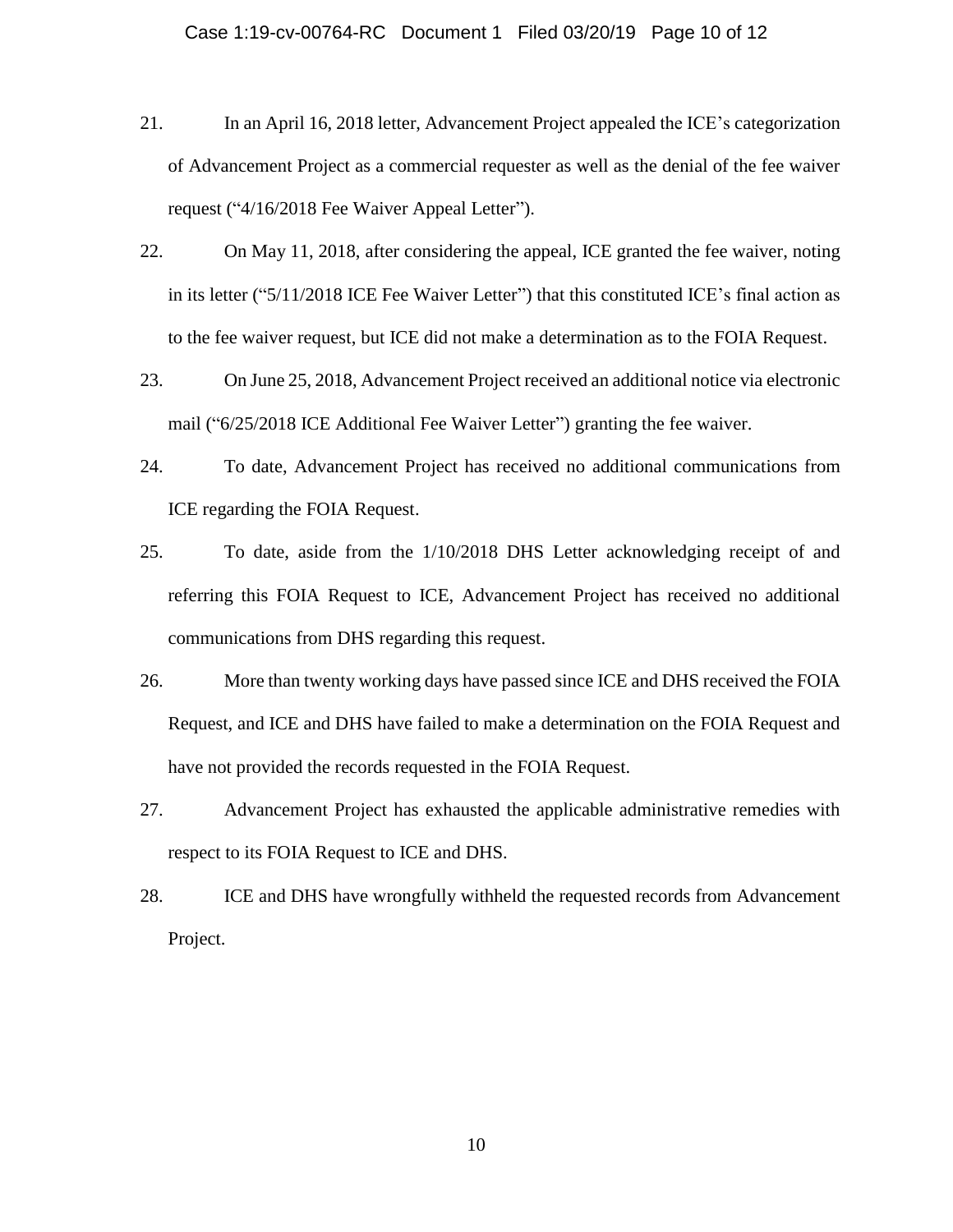21. In an April 16, 2018 letter, Advancement Project appealed the ICE's categorization of Advancement Project as a commercial requester as well as the denial of the fee waiver request ("4/16/2018 Fee Waiver Appeal Letter").

22. On May 11, 2018, after considering the appeal, ICE granted the fee waiver, noting in its letter ("5/11/2018 ICE Fee Waiver Letter") that this constituted ICE's final action as to the fee waiver request, but ICE did not make a determination as to the FOIA Request.

23. On June 25, 2018, Advancement Project received an additional notice via electronic mail ("6/25/2018 ICE Additional Fee Waiver Letter") granting the fee waiver.

24. To date, Advancement Project has received no additional communications from ICE regarding the FOIA Request.

25. To date, aside from the 1/10/2018 DHS Letter acknowledging receipt of and referring this FOIA Request to ICE, Advancement Project has received no additional communications from DHS regarding this request.

26. More than twenty working days have passed since ICE and DHS received the FOIA Request, and ICE and DHS have failed to make a determination on the FOIA Request and have not provided the records requested in the FOIA Request.

27. Advancement Project has exhausted the applicable administrative remedies with respect to its FOIA Request to ICE and DHS.

28. ICE and DHS have wrongfully withheld the requested records from Advancement Project.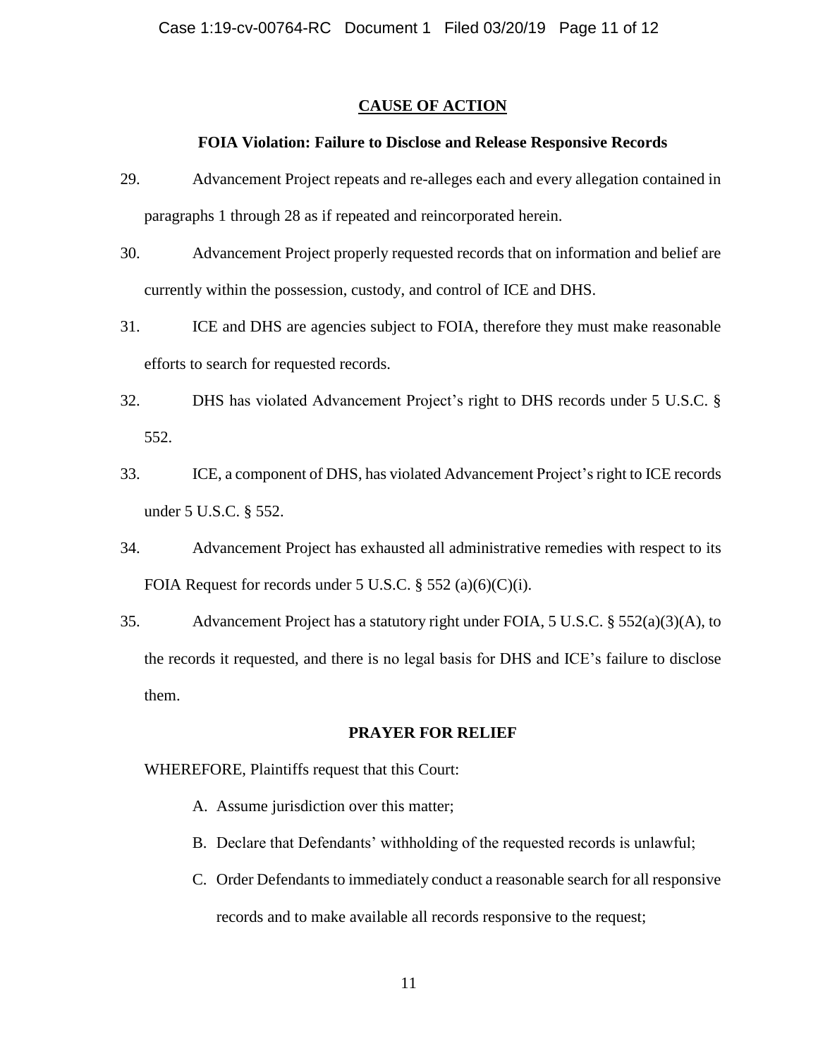## CAUSE OF ACTION

### FOIA Violation: Failure to Disclose and Release Responsive Records

29. Advancement Project repeats and re-alleges each and every allegation contained in paragraphs 1 through 28 as if repeated and reincorporated herein.

30. Advancement Project properly requested records that on information and belief are currently within the possession, custody, and control of ICE and DHS.

31. ICE and DHS are agencies subject to FOIA, therefore they must make reasonable efforts to search for requested records.

32. DHS has violated Advancement Project's right to DHS records under 5 U.S.C. § 552.

33. ICE, a component of DHS, has violated Advancement Project's right to ICE records under 5 U.S.C. § 552.

34. Advancement Project has exhausted all administrative remedies with respect to its FOIA Request for records under 5 U.S.C. § 552 (a)(6)(C)(i).

35. Advancement Project has a statutory right under FOIA, 5 U.S.C. § 552(a)(3)(A), to the records it requested, and there is no legal basis for DHS and ICE's failure to disclose them.

### PRAYER FOR RELIEF

WHEREFORE, Plaintiffs request that this Court:

A. Assume jurisdiction over this matter;

B. Declare that Defendants' withholding of the requested records is unlawful;

C. Order Defendants to immediately conduct a reasonable search for all responsive records and to make available all records responsive to the request;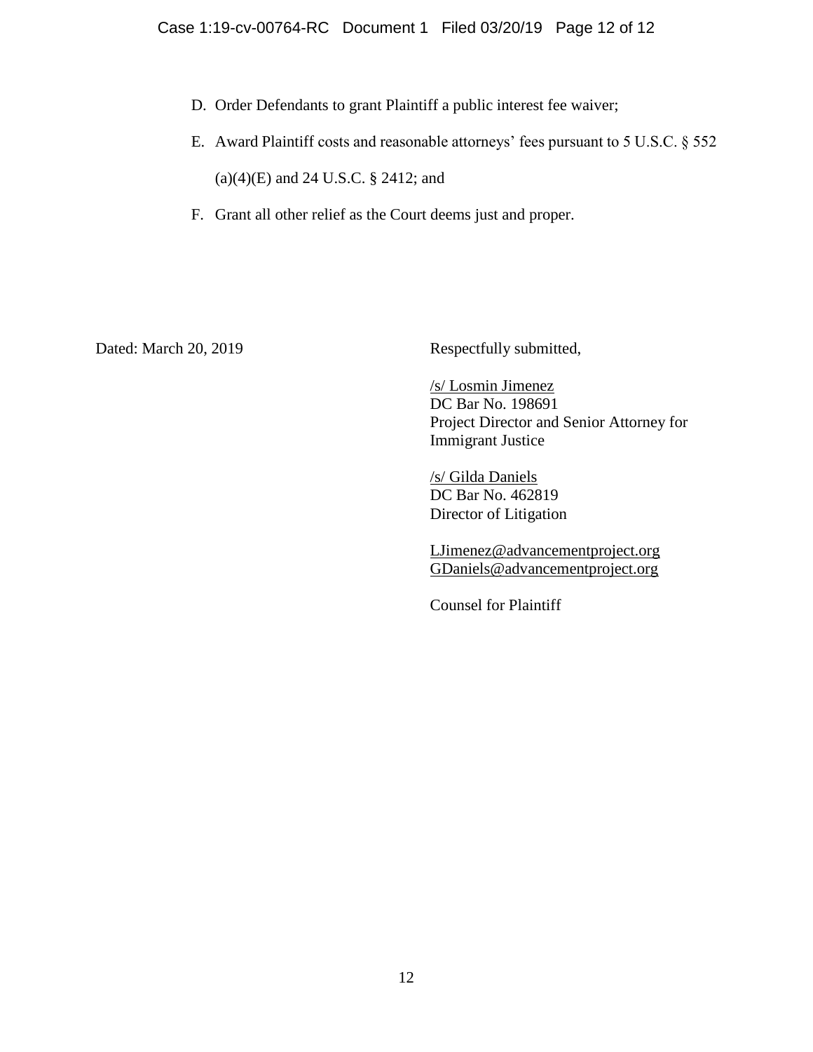D. Order Defendants to grant Plaintiff a public interest fee waiver;

E. Award Plaintiff costs and reasonable attorneys' fees pursuant to 5 U.S.C. § 552 (a)(4)(E) and 24 U.S.C. § 2412; and

F. Grant all other relief as the Court deems just and proper.

Dated: March 20, 2019

Respectfully submitted,

/s/ Losmin Jimenez
DC Bar No. 198691
Project Director and Senior Attorney for Immigrant Justice

/s/ Gilda Daniels
DC Bar No. 462819
Director of Litigation

LJimenez@advancementproject.org
GDaniels@advancementproject.org

Counsel for Plaintiff